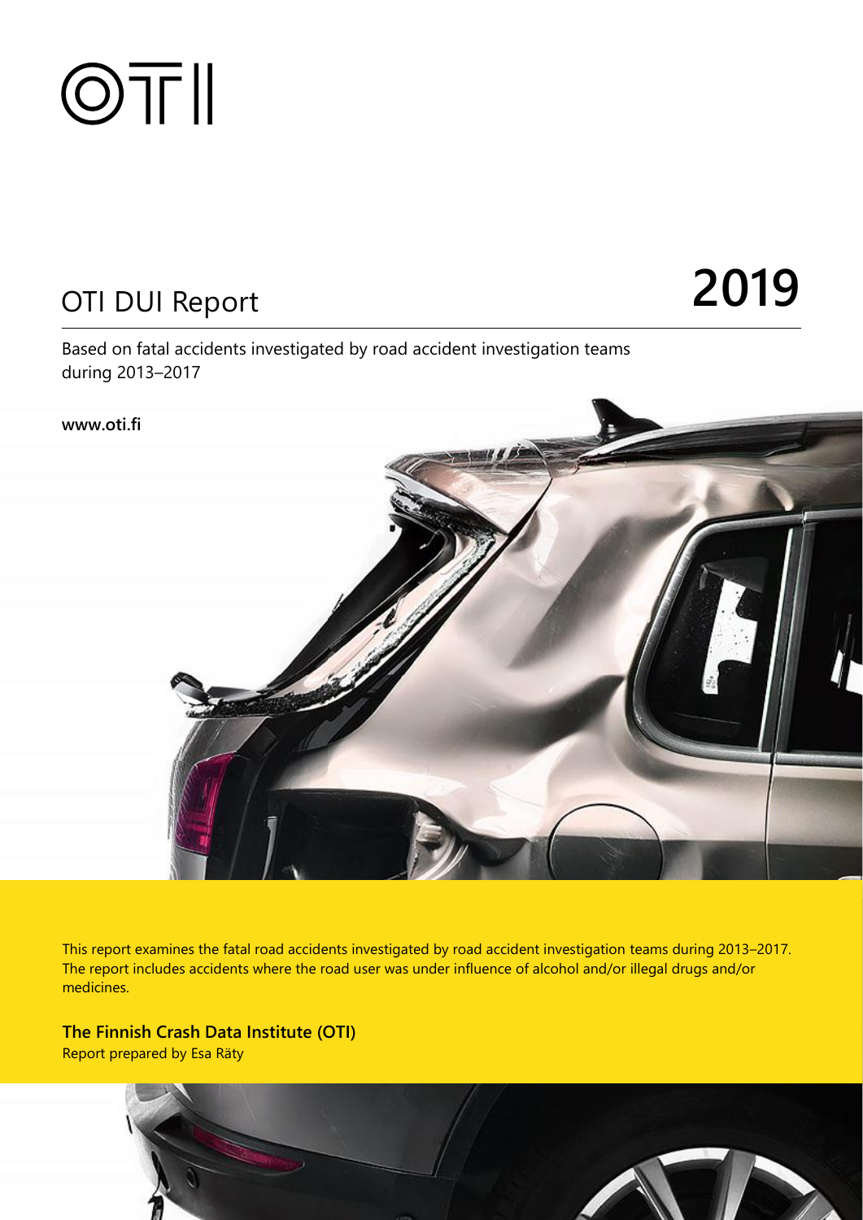# OTI DUI Report 2019

Based on fatal accidents investigated by road accident investigation teams during 2013–2017

**www.oti.fi**

This report examines the fatal road accidents investigated by road accident investigation teams during 2013–2017. The report includes accidents where the road user was under influence of alcohol and/or illegal drugs and/or medicines.

**The Finnish Crash Data Institute (OTI)**

Report prepared by Esa Räty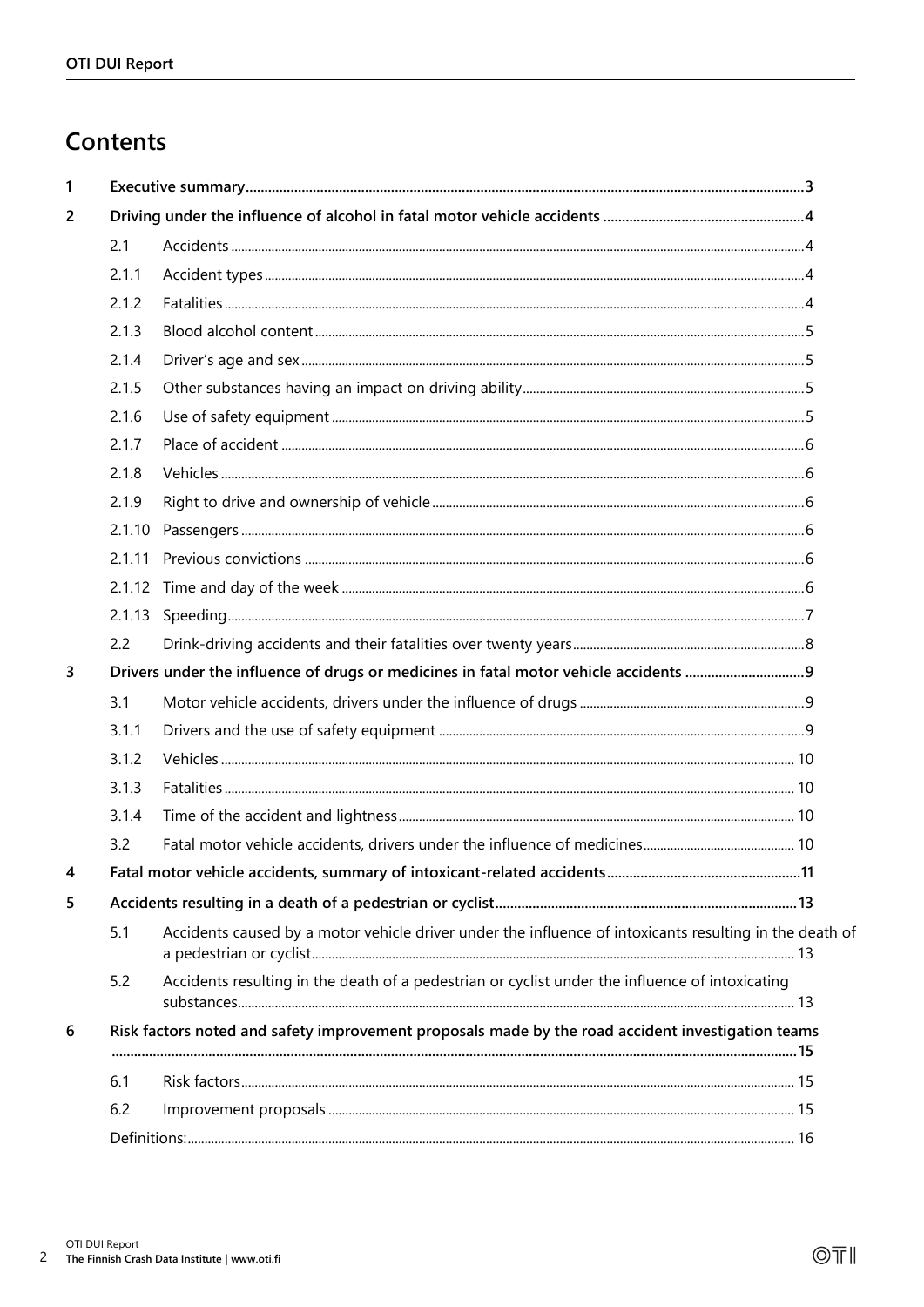# Contents

| | | | |
|---|---|---|---|
| 1 | **Executive summary** | | **3** |
| 2 | **Driving under the influence of alcohol in fatal motor vehicle accidents** | | **4** |
| | 2.1 | Accidents | 4 |
| | 2.1.1 | Accident types | 4 |
| | 2.1.2 | Fatalities | 4 |
| | 2.1.3 | Blood alcohol content | 5 |
| | 2.1.4 | Driver's age and sex | 5 |
| | 2.1.5 | Other substances having an impact on driving ability | 5 |
| | 2.1.6 | Use of safety equipment | 5 |
| | 2.1.7 | Place of accident | 6 |
| | 2.1.8 | Vehicles | 6 |
| | 2.1.9 | Right to drive and ownership of vehicle | 6 |
| | 2.1.10 | Passengers | 6 |
| | 2.1.11 | Previous convictions | 6 |
| | 2.1.12 | Time and day of the week | 6 |
| | 2.1.13 | Speeding | 7 |
| | 2.2 | Drink-driving accidents and their fatalities over twenty years | 8 |
| 3 | **Drivers under the influence of drugs or medicines in fatal motor vehicle accidents** | | **9** |
| | 3.1 | Motor vehicle accidents, drivers under the influence of drugs | 9 |
| | 3.1.1 | Drivers and the use of safety equipment | 9 |
| | 3.1.2 | Vehicles | 10 |
| | 3.1.3 | Fatalities | 10 |
| | 3.1.4 | Time of the accident and lightness | 10 |
| | 3.2 | Fatal motor vehicle accidents, drivers under the influence of medicines | 10 |
| 4 | **Fatal motor vehicle accidents, summary of intoxicant-related accidents** | | **11** |
| 5 | **Accidents resulting in a death of a pedestrian or cyclist** | | **13** |
| | 5.1 | Accidents caused by a motor vehicle driver under the influence of intoxicants resulting in the death of a pedestrian or cyclist | 13 |
| | 5.2 | Accidents resulting in the death of a pedestrian or cyclist under the influence of intoxicating substances | 13 |
| 6 | **Risk factors noted and safety improvement proposals made by the road accident investigation teams** | | **15** |
| | 6.1 | Risk factors | 15 |
| | 6.2 | Improvement proposals | 15 |
| | Definitions: | | 16 |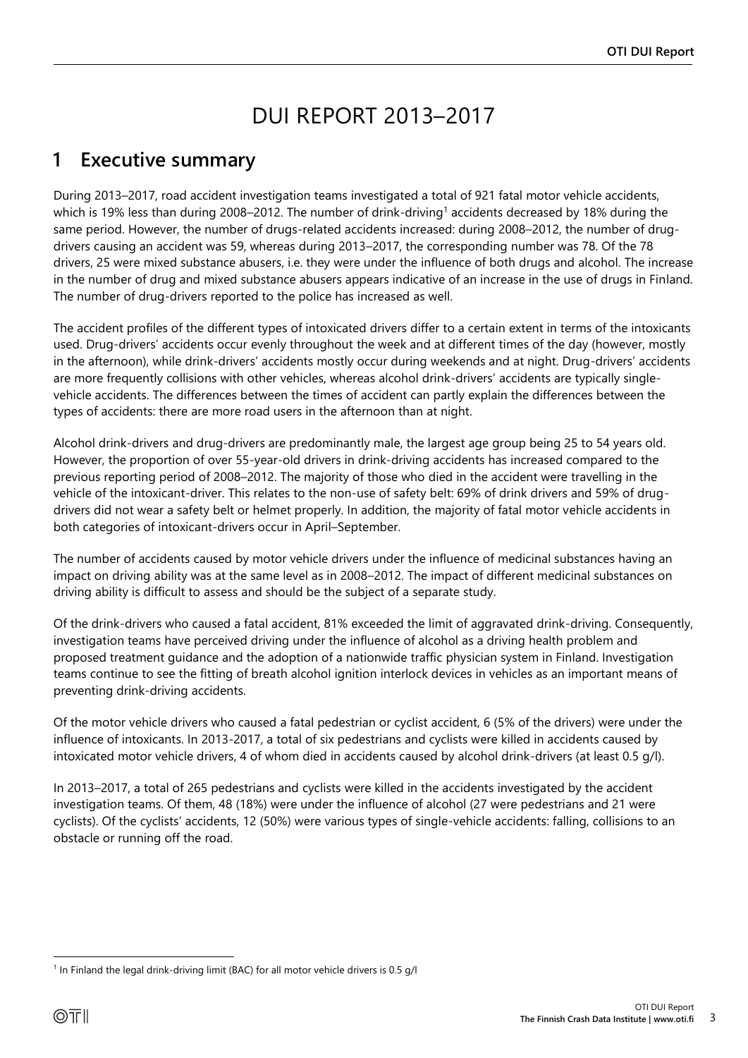# DUI REPORT 2013–2017

## 1 Executive summary

During 2013–2017, road accident investigation teams investigated a total of 921 fatal motor vehicle accidents, which is 19% less than during 2008–2012. The number of drink-driving[1] accidents decreased by 18% during the same period. However, the number of drugs-related accidents increased: during 2008–2012, the number of drug-drivers causing an accident was 59, whereas during 2013–2017, the corresponding number was 78. Of the 78 drivers, 25 were mixed substance abusers, i.e. they were under the influence of both drugs and alcohol. The increase in the number of drug and mixed substance abusers appears indicative of an increase in the use of drugs in Finland. The number of drug-drivers reported to the police has increased as well.

The accident profiles of the different types of intoxicated drivers differ to a certain extent in terms of the intoxicants used. Drug-drivers' accidents occur evenly throughout the week and at different times of the day (however, mostly in the afternoon), while drink-drivers' accidents mostly occur during weekends and at night. Drug-drivers' accidents are more frequently collisions with other vehicles, whereas alcohol drink-drivers' accidents are typically single-vehicle accidents. The differences between the times of accident can partly explain the differences between the types of accidents: there are more road users in the afternoon than at night.

Alcohol drink-drivers and drug-drivers are predominantly male, the largest age group being 25 to 54 years old. However, the proportion of over 55-year-old drivers in drink-driving accidents has increased compared to the previous reporting period of 2008–2012. The majority of those who died in the accident were travelling in the vehicle of the intoxicant-driver. This relates to the non-use of safety belt: 69% of drink drivers and 59% of drug-drivers did not wear a safety belt or helmet properly. In addition, the majority of fatal motor vehicle accidents in both categories of intoxicant-drivers occur in April–September.

The number of accidents caused by motor vehicle drivers under the influence of medicinal substances having an impact on driving ability was at the same level as in 2008–2012. The impact of different medicinal substances on driving ability is difficult to assess and should be the subject of a separate study.

Of the drink-drivers who caused a fatal accident, 81% exceeded the limit of aggravated drink-driving. Consequently, investigation teams have perceived driving under the influence of alcohol as a driving health problem and proposed treatment guidance and the adoption of a nationwide traffic physician system in Finland. Investigation teams continue to see the fitting of breath alcohol ignition interlock devices in vehicles as an important means of preventing drink-driving accidents.

Of the motor vehicle drivers who caused a fatal pedestrian or cyclist accident, 6 (5% of the drivers) were under the influence of intoxicants. In 2013-2017, a total of six pedestrians and cyclists were killed in accidents caused by intoxicated motor vehicle drivers, 4 of whom died in accidents caused by alcohol drink-drivers (at least 0.5 g/l).

In 2013–2017, a total of 265 pedestrians and cyclists were killed in the accidents investigated by the accident investigation teams. Of them, 48 (18%) were under the influence of alcohol (27 were pedestrians and 21 were cyclists). Of the cyclists' accidents, 12 (50%) were various types of single-vehicle accidents: falling, collisions to an obstacle or running off the road.

---

[1] In Finland the legal drink-driving limit (BAC) for all motor vehicle drivers is 0.5 g/l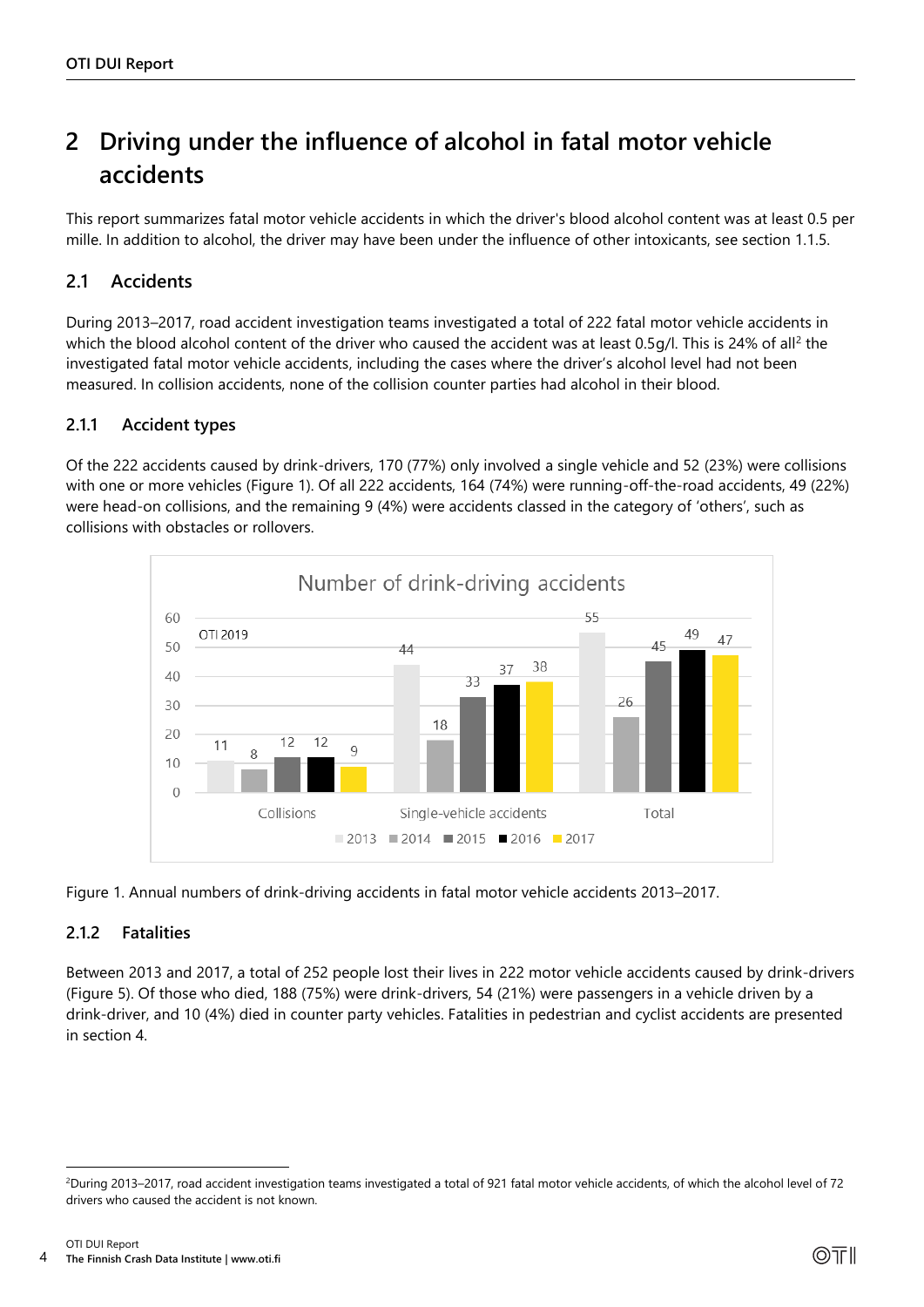# 2 Driving under the influence of alcohol in fatal motor vehicle accidents

This report summarizes fatal motor vehicle accidents in which the driver's blood alcohol content was at least 0.5 per mille. In addition to alcohol, the driver may have been under the influence of other intoxicants, see section 1.1.5.

## 2.1 Accidents

During 2013–2017, road accident investigation teams investigated a total of 222 fatal motor vehicle accidents in which the blood alcohol content of the driver who caused the accident was at least 0.5g/l. This is 24% of all[2] the investigated fatal motor vehicle accidents, including the cases where the driver's alcohol level had not been measured. In collision accidents, none of the collision counter parties had alcohol in their blood.

### 2.1.1 Accident types

Of the 222 accidents caused by drink-drivers, 170 (77%) only involved a single vehicle and 52 (23%) were collisions with one or more vehicles (Figure 1). Of all 222 accidents, 164 (74%) were running-off-the-road accidents, 49 (22%) were head-on collisions, and the remaining 9 (4%) were accidents classed in the category of 'others', such as collisions with obstacles or rollovers.

Figure 1. Annual numbers of drink-driving accidents in fatal motor vehicle accidents 2013–2017.

### 2.1.2 Fatalities

Between 2013 and 2017, a total of 252 people lost their lives in 222 motor vehicle accidents caused by drink-drivers (Figure 5). Of those who died, 188 (75%) were drink-drivers, 54 (21%) were passengers in a vehicle driven by a drink-driver, and 10 (4%) died in counter party vehicles. Fatalities in pedestrian and cyclist accidents are presented in section 4.

---

[2] During 2013–2017, road accident investigation teams investigated a total of 921 fatal motor vehicle accidents, of which the alcohol level of 72 drivers who caused the accident is not known.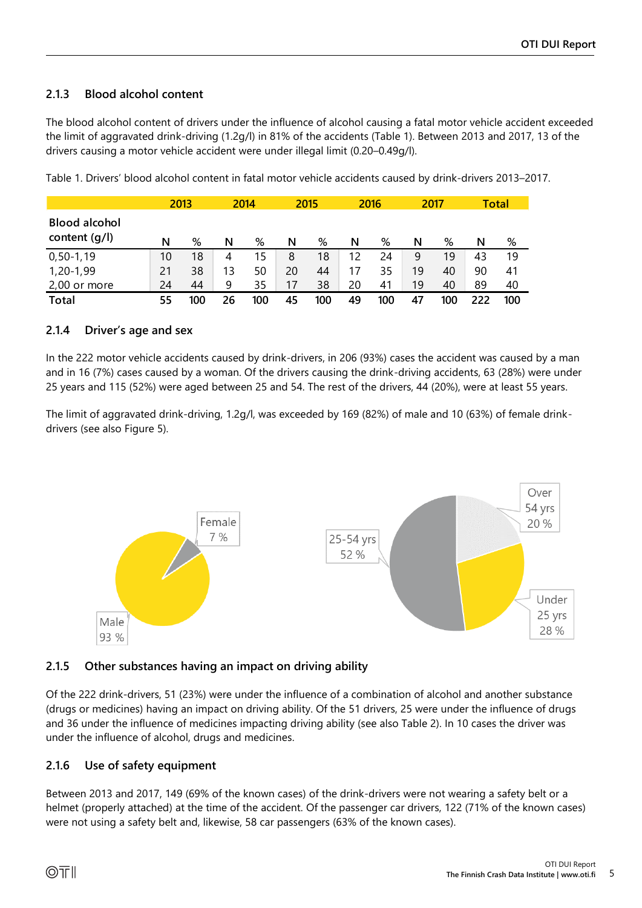### 2.1.3 Blood alcohol content

The blood alcohol content of drivers under the influence of alcohol causing a fatal motor vehicle accident exceeded the limit of aggravated drink-driving (1.2g/l) in 81% of the accidents (Table 1). Between 2013 and 2017, 13 of the drivers causing a motor vehicle accident were under illegal limit (0.20–0.49g/l).

Table 1. Drivers' blood alcohol content in fatal motor vehicle accidents caused by drink-drivers 2013–2017.

| | 2013 | | 2014 | | 2015 | | 2016 | | 2017 | | Total | |
|---|---|---|---|---|---|---|---|---|---|---|---|---|
| **Blood alcohol content (g/l)** | N | % | N | % | N | % | N | % | N | % | N | % |
| 0,50-1,19 | 10 | 18 | 4 | 15 | 8 | 18 | 12 | 24 | 9 | 19 | 43 | 19 |
| 1,20-1,99 | 21 | 38 | 13 | 50 | 20 | 44 | 17 | 35 | 19 | 40 | 90 | 41 |
| 2,00 or more | 24 | 44 | 9 | 35 | 17 | 38 | 20 | 41 | 19 | 40 | 89 | 40 |
| **Total** | 55 | 100 | 26 | 100 | 45 | 100 | 49 | 100 | 47 | 100 | 222 | 100 |

### 2.1.4 Driver's age and sex

In the 222 motor vehicle accidents caused by drink-drivers, in 206 (93%) cases the accident was caused by a man and in 16 (7%) cases caused by a woman. Of the drivers causing the drink-driving accidents, 63 (28%) were under 25 years and 115 (52%) were aged between 25 and 54. The rest of the drivers, 44 (20%), were at least 55 years.

The limit of aggravated drink-driving, 1.2g/l, was exceeded by 169 (82%) of male and 10 (63%) of female drink-drivers (see also Figure 5).

Female 7 %
Male 93 %

Over 54 yrs 20 %
25-54 yrs 52 %
Under 25 yrs 28 %

### 2.1.5 Other substances having an impact on driving ability

Of the 222 drink-drivers, 51 (23%) were under the influence of a combination of alcohol and another substance (drugs or medicines) having an impact on driving ability. Of the 51 drivers, 25 were under the influence of drugs and 36 under the influence of medicines impacting driving ability (see also Table 2). In 10 cases the driver was under the influence of alcohol, drugs and medicines.

### 2.1.6 Use of safety equipment

Between 2013 and 2017, 149 (69% of the known cases) of the drink-drivers were not wearing a safety belt or a helmet (properly attached) at the time of the accident. Of the passenger car drivers, 122 (71% of the known cases) were not using a safety belt and, likewise, 58 car passengers (63% of the known cases).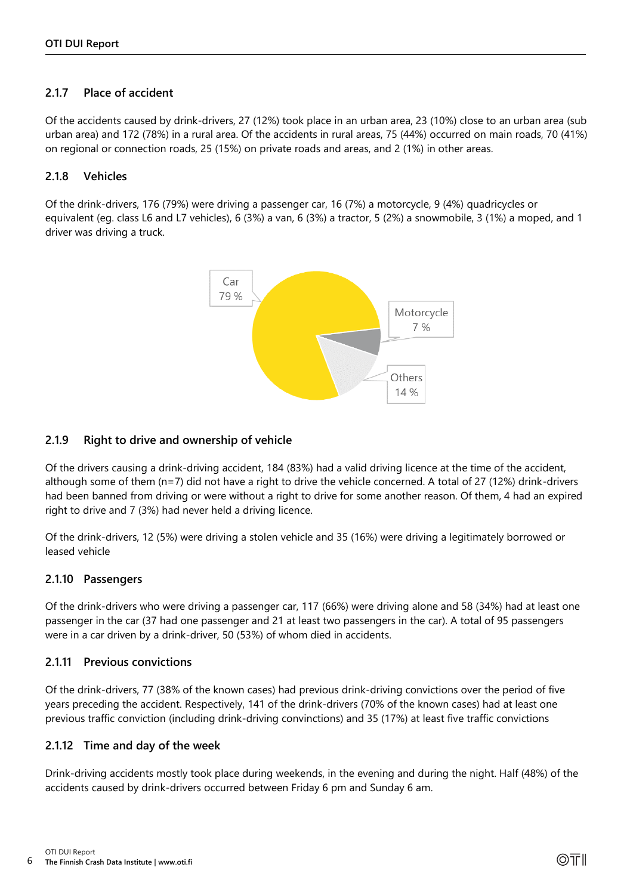### 2.1.7 Place of accident

Of the accidents caused by drink-drivers, 27 (12%) took place in an urban area, 23 (10%) close to an urban area (sub urban area) and 172 (78%) in a rural area. Of the accidents in rural areas, 75 (44%) occurred on main roads, 70 (41%) on regional or connection roads, 25 (15%) on private roads and areas, and 2 (1%) in other areas.

### 2.1.8 Vehicles

Of the drink-drivers, 176 (79%) were driving a passenger car, 16 (7%) a motorcycle, 9 (4%) quadricycles or equivalent (eg. class L6 and L7 vehicles), 6 (3%) a van, 6 (3%) a tractor, 5 (2%) a snowmobile, 3 (1%) a moped, and 1 driver was driving a truck.

Car 79 %

Motorcycle 7 %

Others 14 %

### 2.1.9 Right to drive and ownership of vehicle

Of the drivers causing a drink-driving accident, 184 (83%) had a valid driving licence at the time of the accident, although some of them (n=7) did not have a right to drive the vehicle concerned. A total of 27 (12%) drink-drivers had been banned from driving or were without a right to drive for some another reason. Of them, 4 had an expired right to drive and 7 (3%) had never held a driving licence.

Of the drink-drivers, 12 (5%) were driving a stolen vehicle and 35 (16%) were driving a legitimately borrowed or leased vehicle

### 2.1.10 Passengers

Of the drink-drivers who were driving a passenger car, 117 (66%) were driving alone and 58 (34%) had at least one passenger in the car (37 had one passenger and 21 at least two passengers in the car). A total of 95 passengers were in a car driven by a drink-driver, 50 (53%) of whom died in accidents.

### 2.1.11 Previous convictions

Of the drink-drivers, 77 (38% of the known cases) had previous drink-driving convictions over the period of five years preceding the accident. Respectively, 141 of the drink-drivers (70% of the known cases) had at least one previous traffic conviction (including drink-driving convinctions) and 35 (17%) at least five traffic convictions

### 2.1.12 Time and day of the week

Drink-driving accidents mostly took place during weekends, in the evening and during the night. Half (48%) of the accidents caused by drink-drivers occurred between Friday 6 pm and Sunday 6 am.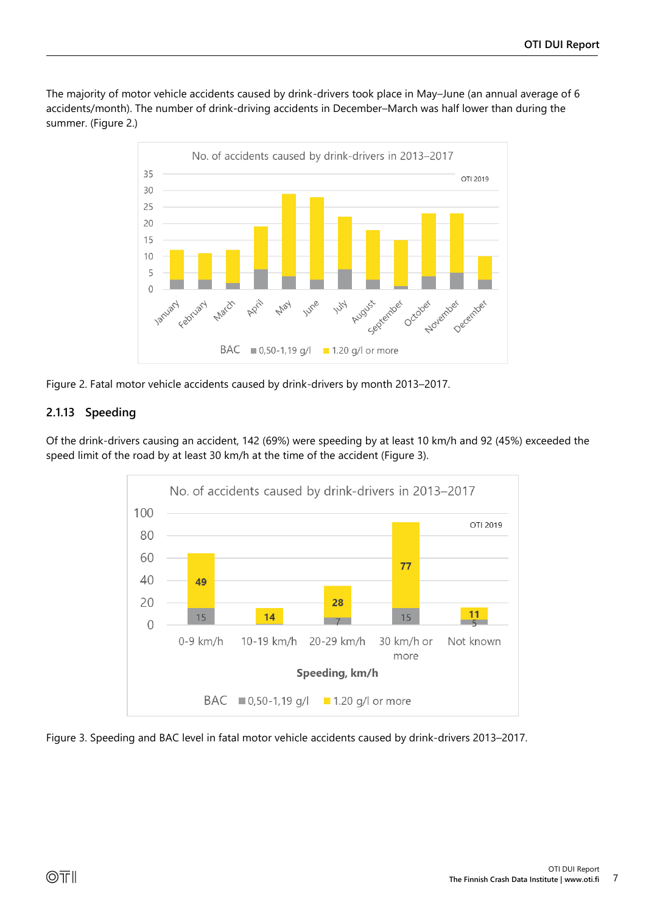The majority of motor vehicle accidents caused by drink-drivers took place in May–June (an annual average of 6 accidents/month). The number of drink-driving accidents in December–March was half lower than during the summer. (Figure 2.)

Figure 2. Fatal motor vehicle accidents caused by drink-drivers by month 2013–2017.

### 2.1.13 Speeding

Of the drink-drivers causing an accident, 142 (69%) were speeding by at least 10 km/h and 92 (45%) exceeded the speed limit of the road by at least 30 km/h at the time of the accident (Figure 3).

Figure 3. Speeding and BAC level in fatal motor vehicle accidents caused by drink-drivers 2013–2017.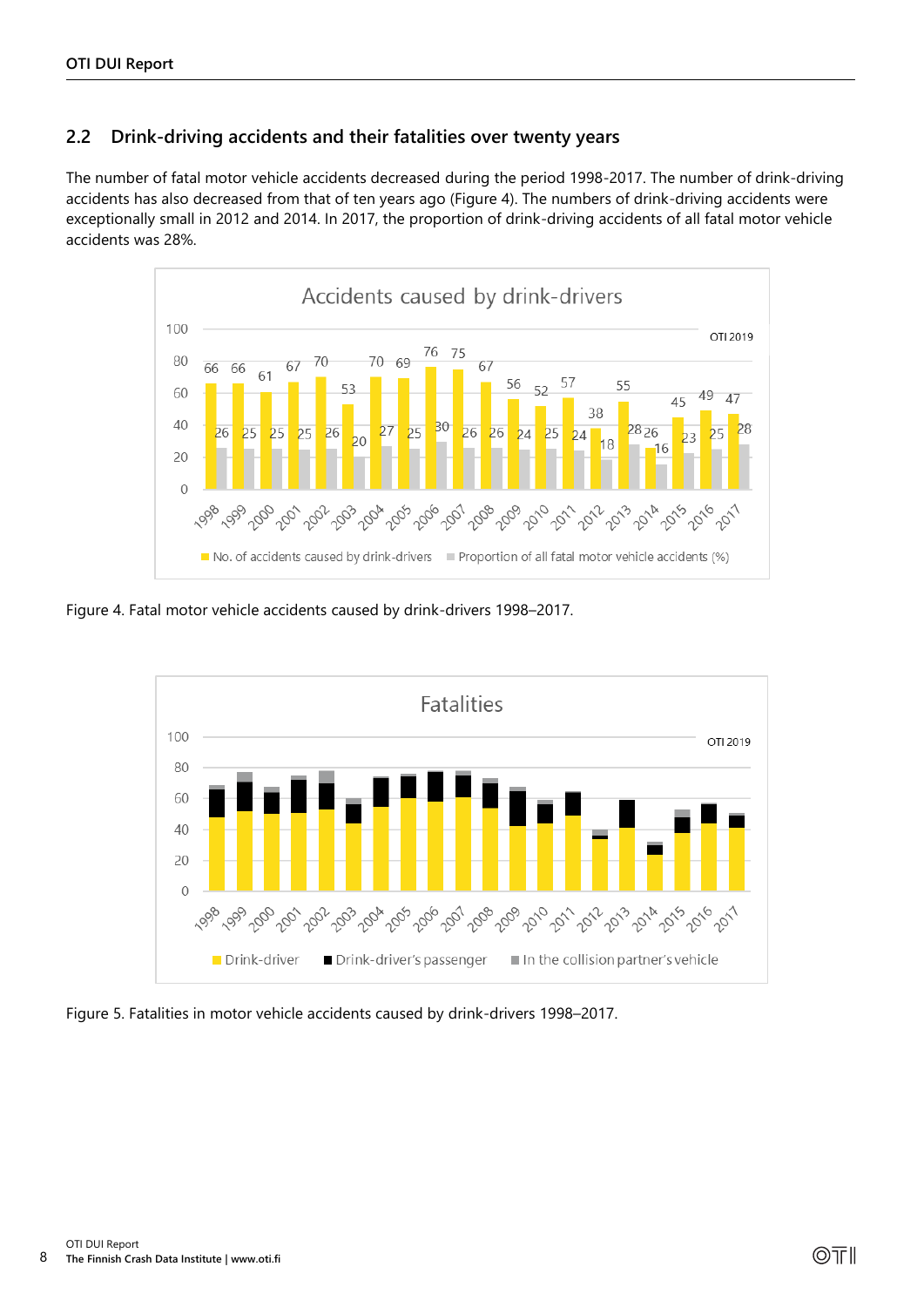## 2.2 Drink-driving accidents and their fatalities over twenty years

The number of fatal motor vehicle accidents decreased during the period 1998-2017. The number of drink-driving accidents has also decreased from that of ten years ago (Figure 4). The numbers of drink-driving accidents were exceptionally small in 2012 and 2014. In 2017, the proportion of drink-driving accidents of all fatal motor vehicle accidents was 28%.

Figure 4. Fatal motor vehicle accidents caused by drink-drivers 1998–2017.

Figure 5. Fatalities in motor vehicle accidents caused by drink-drivers 1998–2017.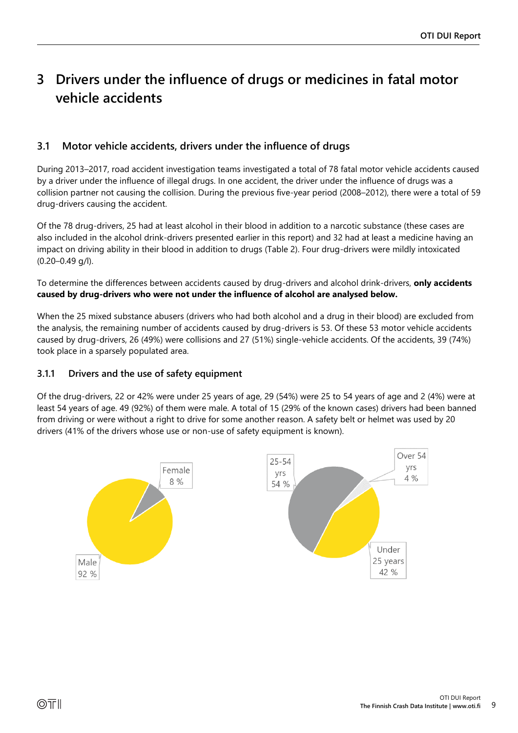# 3 Drivers under the influence of drugs or medicines in fatal motor vehicle accidents

## 3.1 Motor vehicle accidents, drivers under the influence of drugs

During 2013–2017, road accident investigation teams investigated a total of 78 fatal motor vehicle accidents caused by a driver under the influence of illegal drugs. In one accident, the driver under the influence of drugs was a collision partner not causing the collision. During the previous five-year period (2008–2012), there were a total of 59 drug-drivers causing the accident.

Of the 78 drug-drivers, 25 had at least alcohol in their blood in addition to a narcotic substance (these cases are also included in the alcohol drink-drivers presented earlier in this report) and 32 had at least a medicine having an impact on driving ability in their blood in addition to drugs (Table 2). Four drug-drivers were mildly intoxicated (0.20–0.49 g/l).

To determine the differences between accidents caused by drug-drivers and alcohol drink-drivers, **only accidents caused by drug-drivers who were not under the influence of alcohol are analysed below.**

When the 25 mixed substance abusers (drivers who had both alcohol and a drug in their blood) are excluded from the analysis, the remaining number of accidents caused by drug-drivers is 53. Of these 53 motor vehicle accidents caused by drug-drivers, 26 (49%) were collisions and 27 (51%) single-vehicle accidents. Of the accidents, 39 (74%) took place in a sparsely populated area.

### 3.1.1 Drivers and the use of safety equipment

Of the drug-drivers, 22 or 42% were under 25 years of age, 29 (54%) were 25 to 54 years of age and 2 (4%) were at least 54 years of age. 49 (92%) of them were male. A total of 15 (29% of the known cases) drivers had been banned from driving or were without a right to drive for some another reason. A safety belt or helmet was used by 20 drivers (41% of the drivers whose use or non-use of safety equipment is known).

Female 8 %

Male 92 %

25-54 yrs 54 %

Over 54 yrs 4 %

Under 25 years 42 %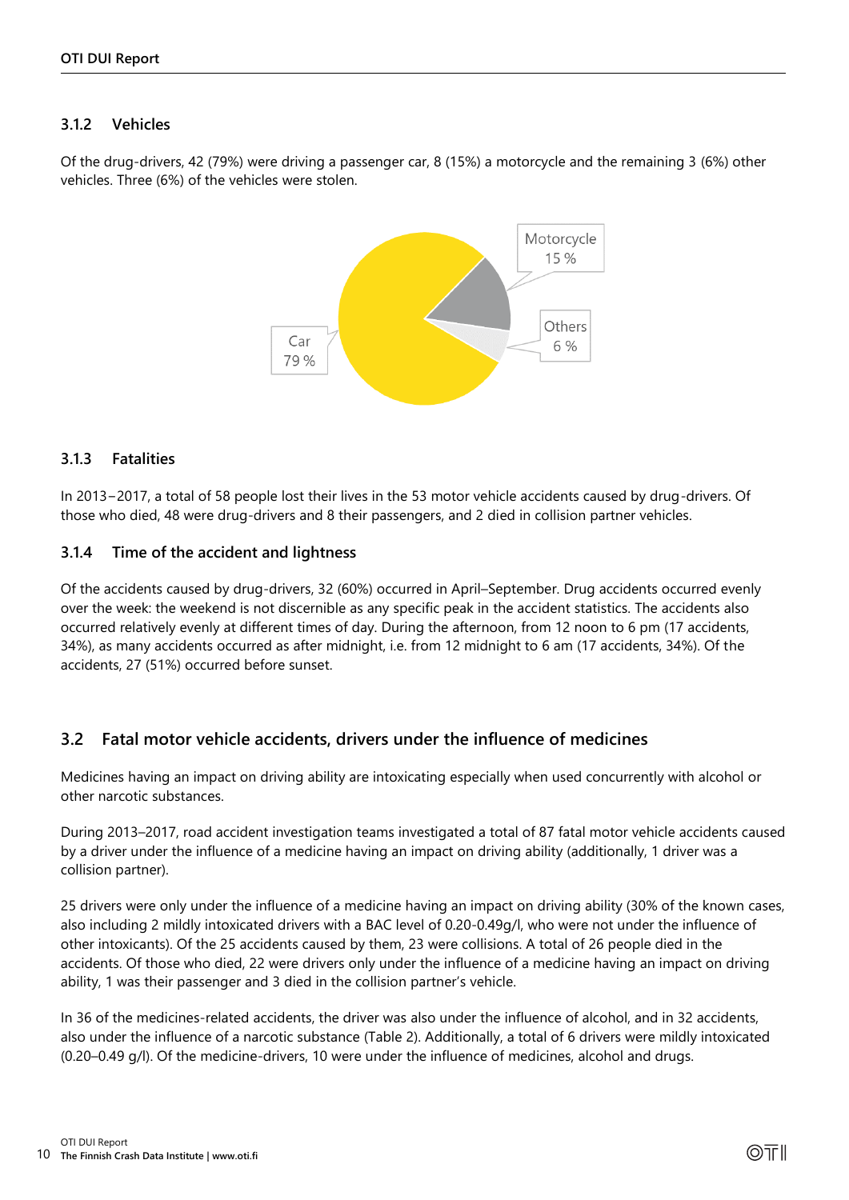### 3.1.2 Vehicles

Of the drug-drivers, 42 (79%) were driving a passenger car, 8 (15%) a motorcycle and the remaining 3 (6%) other vehicles. Three (6%) of the vehicles were stolen.

### 3.1.3 Fatalities

In 2013−2017, a total of 58 people lost their lives in the 53 motor vehicle accidents caused by drug-drivers. Of those who died, 48 were drug-drivers and 8 their passengers, and 2 died in collision partner vehicles.

### 3.1.4 Time of the accident and lightness

Of the accidents caused by drug-drivers, 32 (60%) occurred in April–September. Drug accidents occurred evenly over the week: the weekend is not discernible as any specific peak in the accident statistics. The accidents also occurred relatively evenly at different times of day. During the afternoon, from 12 noon to 6 pm (17 accidents, 34%), as many accidents occurred as after midnight, i.e. from 12 midnight to 6 am (17 accidents, 34%). Of the accidents, 27 (51%) occurred before sunset.

## 3.2 Fatal motor vehicle accidents, drivers under the influence of medicines

Medicines having an impact on driving ability are intoxicating especially when used concurrently with alcohol or other narcotic substances.

During 2013–2017, road accident investigation teams investigated a total of 87 fatal motor vehicle accidents caused by a driver under the influence of a medicine having an impact on driving ability (additionally, 1 driver was a collision partner).

25 drivers were only under the influence of a medicine having an impact on driving ability (30% of the known cases, also including 2 mildly intoxicated drivers with a BAC level of 0.20-0.49g/l, who were not under the influence of other intoxicants). Of the 25 accidents caused by them, 23 were collisions. A total of 26 people died in the accidents. Of those who died, 22 were drivers only under the influence of a medicine having an impact on driving ability, 1 was their passenger and 3 died in the collision partner's vehicle.

In 36 of the medicines-related accidents, the driver was also under the influence of alcohol, and in 32 accidents, also under the influence of a narcotic substance (Table 2). Additionally, a total of 6 drivers were mildly intoxicated (0.20–0.49 g/l). Of the medicine-drivers, 10 were under the influence of medicines, alcohol and drugs.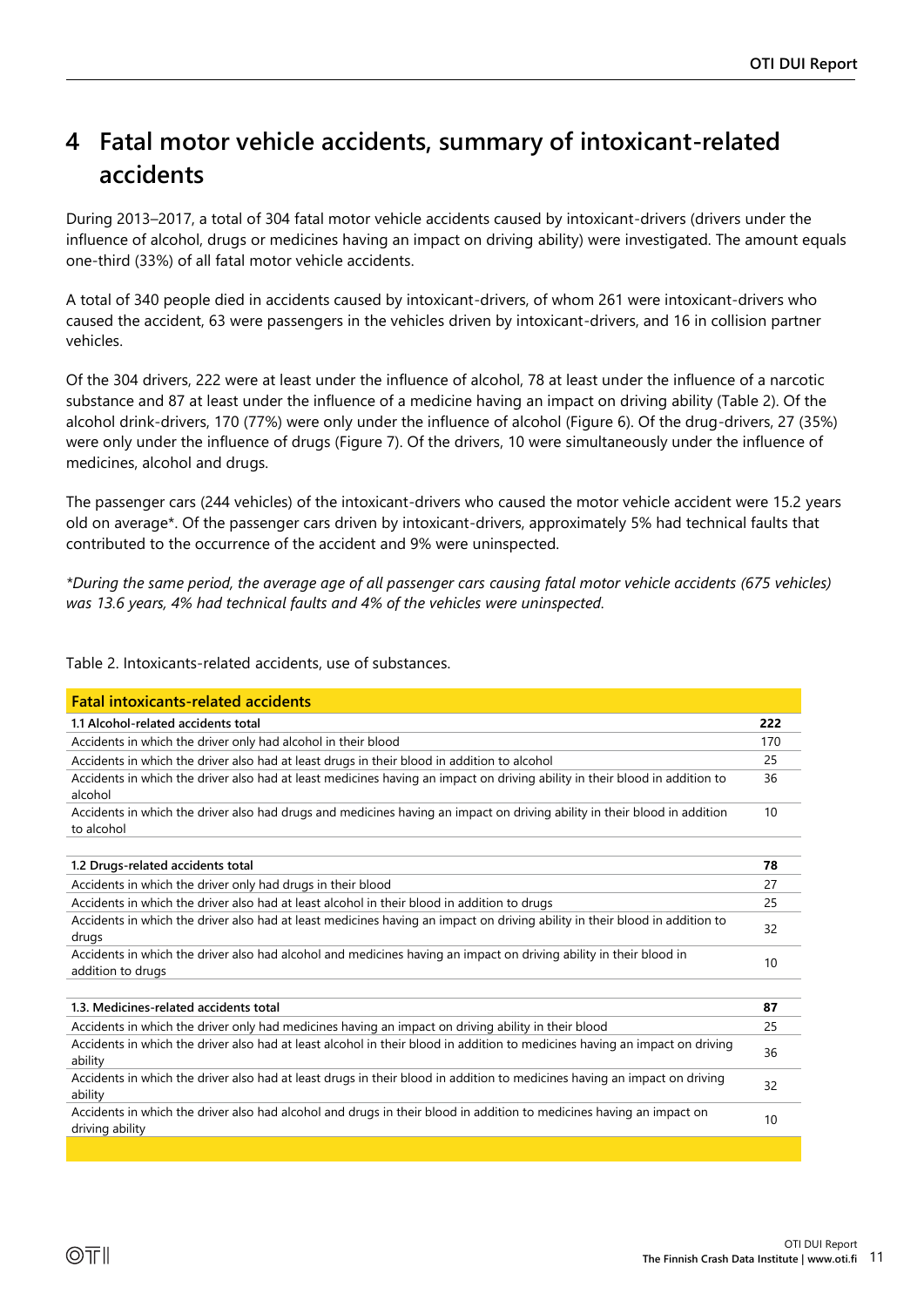# 4 Fatal motor vehicle accidents, summary of intoxicant-related accidents

During 2013–2017, a total of 304 fatal motor vehicle accidents caused by intoxicant-drivers (drivers under the influence of alcohol, drugs or medicines having an impact on driving ability) were investigated. The amount equals one-third (33%) of all fatal motor vehicle accidents.

A total of 340 people died in accidents caused by intoxicant-drivers, of whom 261 were intoxicant-drivers who caused the accident, 63 were passengers in the vehicles driven by intoxicant-drivers, and 16 in collision partner vehicles.

Of the 304 drivers, 222 were at least under the influence of alcohol, 78 at least under the influence of a narcotic substance and 87 at least under the influence of a medicine having an impact on driving ability (Table 2). Of the alcohol drink-drivers, 170 (77%) were only under the influence of alcohol (Figure 6). Of the drug-drivers, 27 (35%) were only under the influence of drugs (Figure 7). Of the drivers, 10 were simultaneously under the influence of medicines, alcohol and drugs.

The passenger cars (244 vehicles) of the intoxicant-drivers who caused the motor vehicle accident were 15.2 years old on average*. Of the passenger cars driven by intoxicant-drivers, approximately 5% had technical faults that contributed to the occurrence of the accident and 9% were uninspected.

*\*During the same period, the average age of all passenger cars causing fatal motor vehicle accidents (675 vehicles) was 13.6 years, 4% had technical faults and 4% of the vehicles were uninspected.*

Table 2. Intoxicants-related accidents, use of substances.

| **Fatal intoxicants-related accidents** | |
|---|---|
| **1.1 Alcohol-related accidents total** | **222** |
| Accidents in which the driver only had alcohol in their blood | 170 |
| Accidents in which the driver also had at least drugs in their blood in addition to alcohol | 25 |
| Accidents in which the driver also had at least medicines having an impact on driving ability in their blood in addition to alcohol | 36 |
| Accidents in which the driver also had drugs and medicines having an impact on driving ability in their blood in addition to alcohol | 10 |
| **1.2 Drugs-related accidents total** | **78** |
| Accidents in which the driver only had drugs in their blood | 27 |
| Accidents in which the driver also had at least alcohol in their blood in addition to drugs | 25 |
| Accidents in which the driver also had at least medicines having an impact on driving ability in their blood in addition to drugs | 32 |
| Accidents in which the driver also had alcohol and medicines having an impact on driving ability in their blood in addition to drugs | 10 |
| **1.3. Medicines-related accidents total** | **87** |
| Accidents in which the driver only had medicines having an impact on driving ability in their blood | 25 |
| Accidents in which the driver also had at least alcohol in their blood in addition to medicines having an impact on driving ability | 36 |
| Accidents in which the driver also had at least drugs in their blood in addition to medicines having an impact on driving ability | 32 |
| Accidents in which the driver also had alcohol and drugs in their blood in addition to medicines having an impact on driving ability | 10 |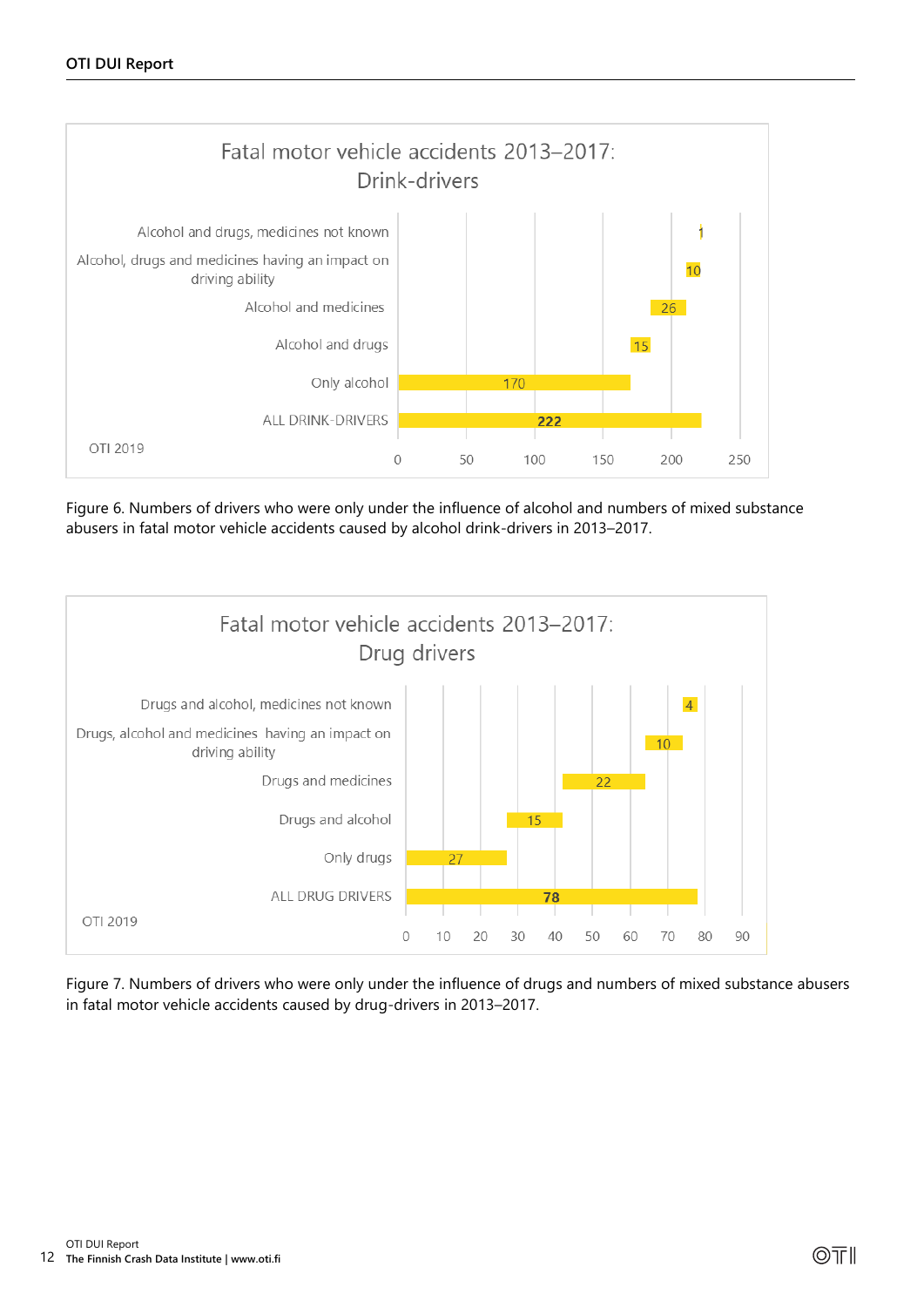**Fatal motor vehicle accidents 2013–2017: Drink-drivers**

| Category | Number |
|---|---|
| Alcohol and drugs, medicines not known | 1 |
| Alcohol, drugs and medicines having an impact on driving ability | 10 |
| Alcohol and medicines | 26 |
| Alcohol and drugs | 15 |
| Only alcohol | 170 |
| ALL DRINK-DRIVERS | 222 |

OTI 2019

Figure 6. Numbers of drivers who were only under the influence of alcohol and numbers of mixed substance abusers in fatal motor vehicle accidents caused by alcohol drink-drivers in 2013–2017.

**Fatal motor vehicle accidents 2013–2017: Drug drivers**

| Category | Number |
|---|---|
| Drugs and alcohol, medicines not known | 4 |
| Drugs, alcohol and medicines having an impact on driving ability | 10 |
| Drugs and medicines | 22 |
| Drugs and alcohol | 15 |
| Only drugs | 27 |
| ALL DRUG DRIVERS | 78 |

OTI 2019

Figure 7. Numbers of drivers who were only under the influence of drugs and numbers of mixed substance abusers in fatal motor vehicle accidents caused by drug-drivers in 2013–2017.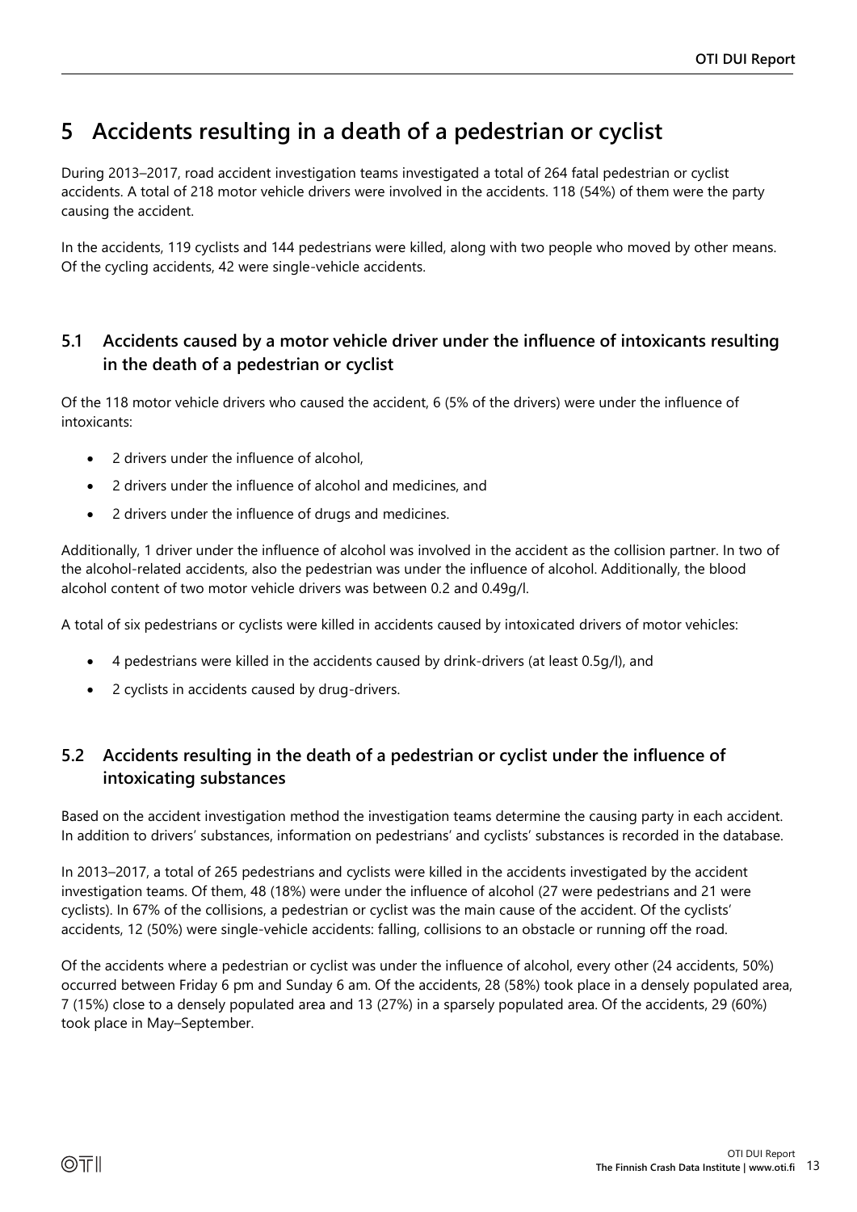# 5 Accidents resulting in a death of a pedestrian or cyclist

During 2013–2017, road accident investigation teams investigated a total of 264 fatal pedestrian or cyclist accidents. A total of 218 motor vehicle drivers were involved in the accidents. 118 (54%) of them were the party causing the accident.

In the accidents, 119 cyclists and 144 pedestrians were killed, along with two people who moved by other means. Of the cycling accidents, 42 were single-vehicle accidents.

## 5.1 Accidents caused by a motor vehicle driver under the influence of intoxicants resulting in the death of a pedestrian or cyclist

Of the 118 motor vehicle drivers who caused the accident, 6 (5% of the drivers) were under the influence of intoxicants:

- 2 drivers under the influence of alcohol,
- 2 drivers under the influence of alcohol and medicines, and
- 2 drivers under the influence of drugs and medicines.

Additionally, 1 driver under the influence of alcohol was involved in the accident as the collision partner. In two of the alcohol-related accidents, also the pedestrian was under the influence of alcohol. Additionally, the blood alcohol content of two motor vehicle drivers was between 0.2 and 0.49g/l.

A total of six pedestrians or cyclists were killed in accidents caused by intoxicated drivers of motor vehicles:

- 4 pedestrians were killed in the accidents caused by drink-drivers (at least 0.5g/l), and
- 2 cyclists in accidents caused by drug-drivers.

## 5.2 Accidents resulting in the death of a pedestrian or cyclist under the influence of intoxicating substances

Based on the accident investigation method the investigation teams determine the causing party in each accident. In addition to drivers' substances, information on pedestrians' and cyclists' substances is recorded in the database.

In 2013–2017, a total of 265 pedestrians and cyclists were killed in the accidents investigated by the accident investigation teams. Of them, 48 (18%) were under the influence of alcohol (27 were pedestrians and 21 were cyclists). In 67% of the collisions, a pedestrian or cyclist was the main cause of the accident. Of the cyclists' accidents, 12 (50%) were single-vehicle accidents: falling, collisions to an obstacle or running off the road.

Of the accidents where a pedestrian or cyclist was under the influence of alcohol, every other (24 accidents, 50%) occurred between Friday 6 pm and Sunday 6 am. Of the accidents, 28 (58%) took place in a densely populated area, 7 (15%) close to a densely populated area and 13 (27%) in a sparsely populated area. Of the accidents, 29 (60%) took place in May–September.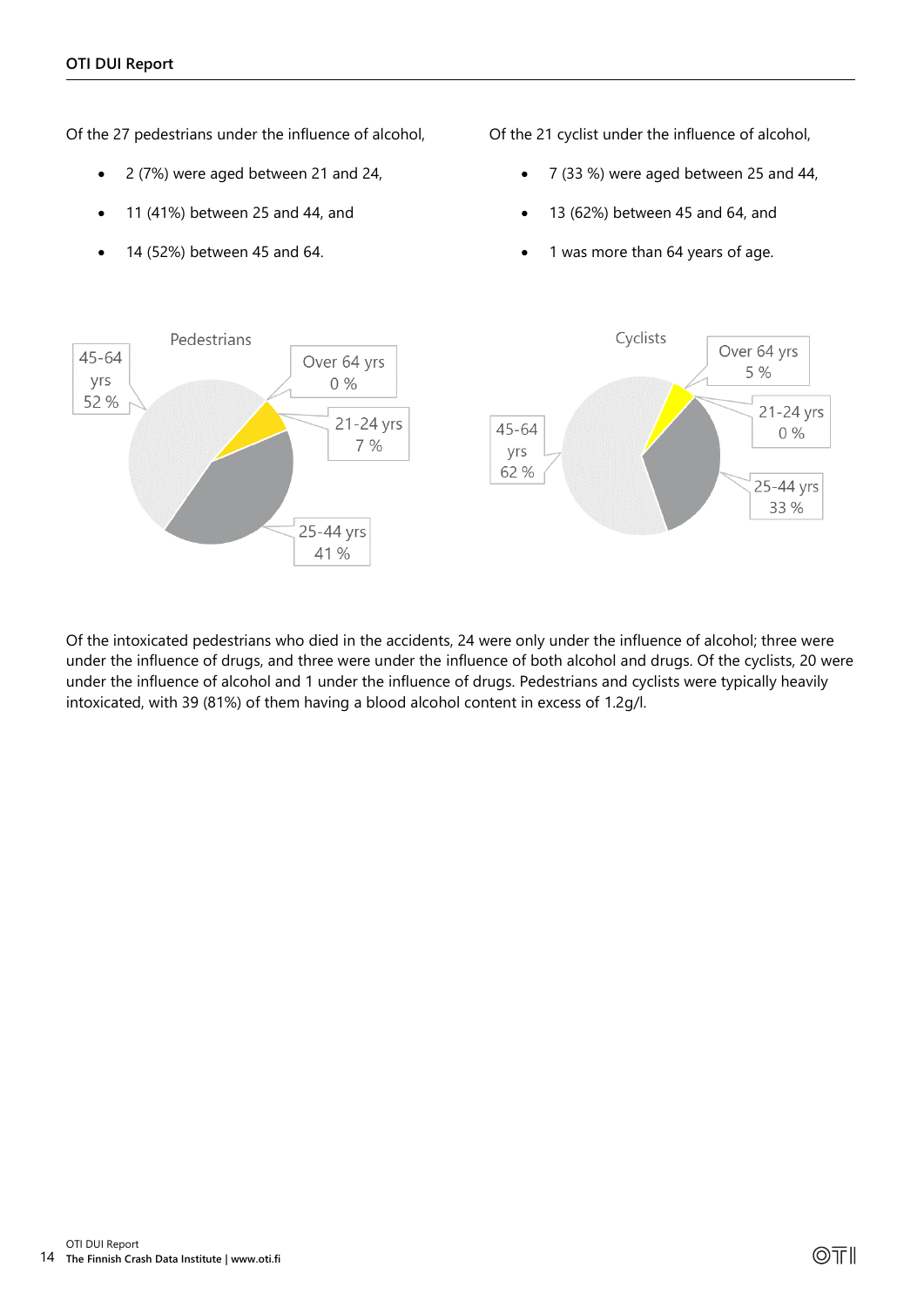Of the 27 pedestrians under the influence of alcohol,

- 2 (7%) were aged between 21 and 24,
- 11 (41%) between 25 and 44, and
- 14 (52%) between 45 and 64.

Of the 21 cyclist under the influence of alcohol,

- 7 (33 %) were aged between 25 and 44,
- 13 (62%) between 45 and 64, and
- 1 was more than 64 years of age.

Pedestrians

| Age group | Share |
|---|---|
| 45-64 yrs | 52 % |
| Over 64 yrs | 0 % |
| 21-24 yrs | 7 % |
| 25-44 yrs | 41 % |

Cyclists

| Age group | Share |
|---|---|
| 45-64 yrs | 62 % |
| Over 64 yrs | 5 % |
| 21-24 yrs | 0 % |
| 25-44 yrs | 33 % |

Of the intoxicated pedestrians who died in the accidents, 24 were only under the influence of alcohol; three were under the influence of drugs, and three were under the influence of both alcohol and drugs. Of the cyclists, 20 were under the influence of alcohol and 1 under the influence of drugs. Pedestrians and cyclists were typically heavily intoxicated, with 39 (81%) of them having a blood alcohol content in excess of 1.2g/l.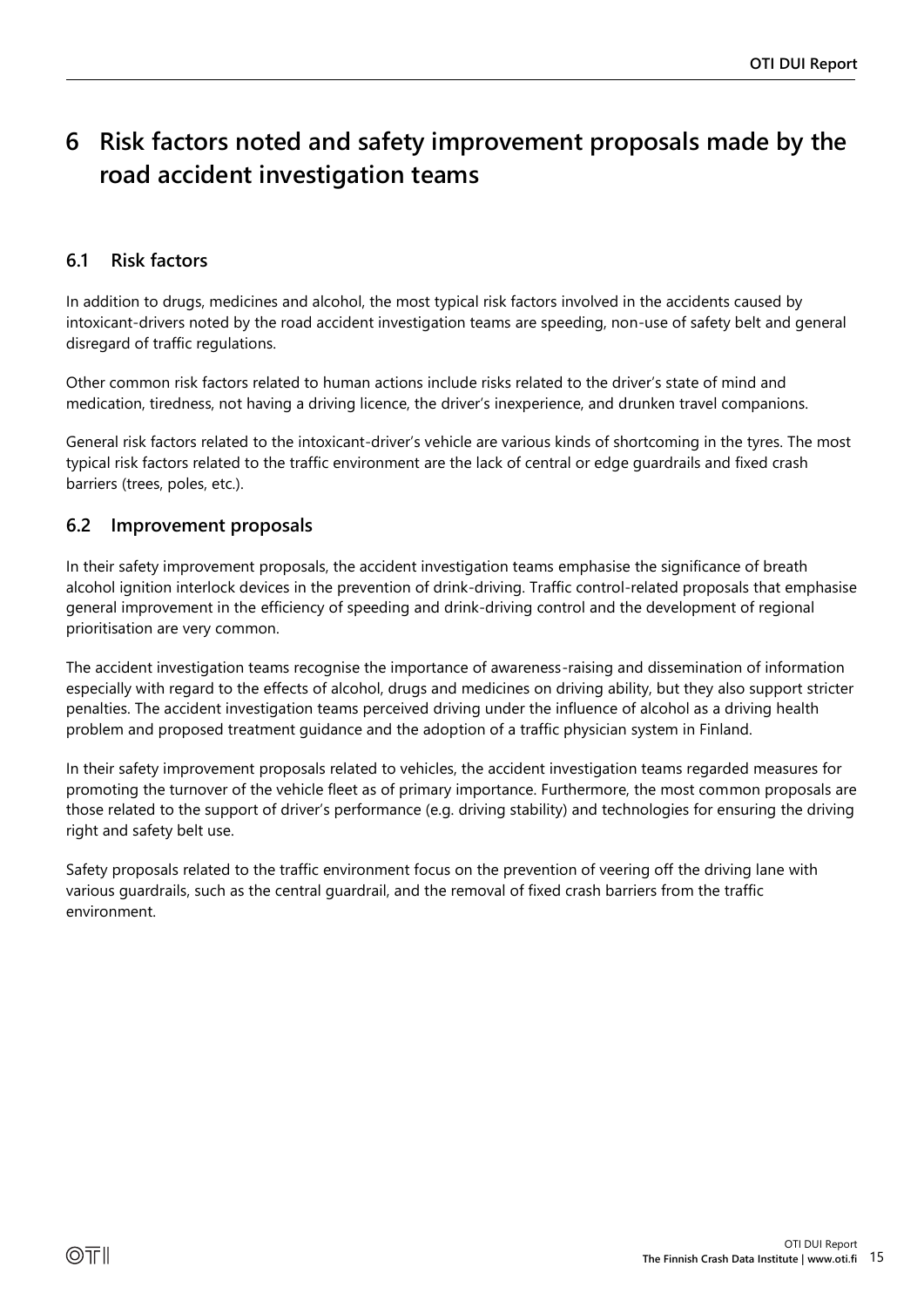# 6 Risk factors noted and safety improvement proposals made by the road accident investigation teams

## 6.1 Risk factors

In addition to drugs, medicines and alcohol, the most typical risk factors involved in the accidents caused by intoxicant-drivers noted by the road accident investigation teams are speeding, non-use of safety belt and general disregard of traffic regulations.

Other common risk factors related to human actions include risks related to the driver's state of mind and medication, tiredness, not having a driving licence, the driver's inexperience, and drunken travel companions.

General risk factors related to the intoxicant-driver's vehicle are various kinds of shortcoming in the tyres. The most typical risk factors related to the traffic environment are the lack of central or edge guardrails and fixed crash barriers (trees, poles, etc.).

## 6.2 Improvement proposals

In their safety improvement proposals, the accident investigation teams emphasise the significance of breath alcohol ignition interlock devices in the prevention of drink-driving. Traffic control-related proposals that emphasise general improvement in the efficiency of speeding and drink-driving control and the development of regional prioritisation are very common.

The accident investigation teams recognise the importance of awareness-raising and dissemination of information especially with regard to the effects of alcohol, drugs and medicines on driving ability, but they also support stricter penalties. The accident investigation teams perceived driving under the influence of alcohol as a driving health problem and proposed treatment guidance and the adoption of a traffic physician system in Finland.

In their safety improvement proposals related to vehicles, the accident investigation teams regarded measures for promoting the turnover of the vehicle fleet as of primary importance. Furthermore, the most common proposals are those related to the support of driver's performance (e.g. driving stability) and technologies for ensuring the driving right and safety belt use.

Safety proposals related to the traffic environment focus on the prevention of veering off the driving lane with various guardrails, such as the central guardrail, and the removal of fixed crash barriers from the traffic environment.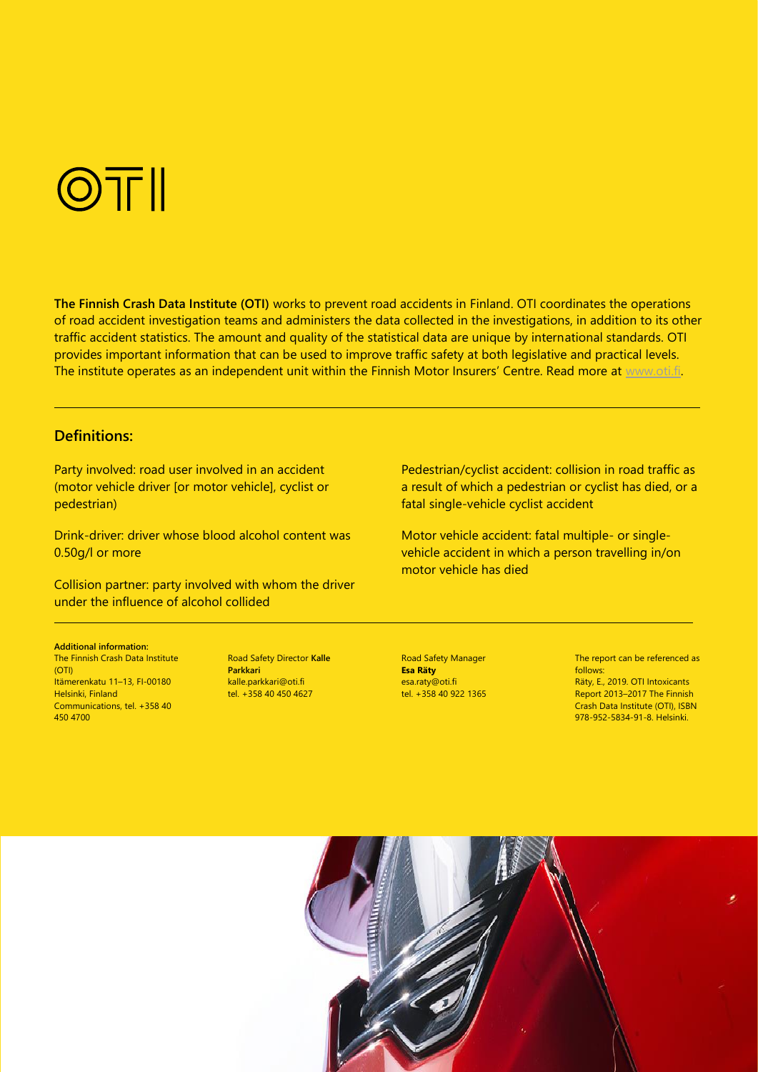OTI

**The Finnish Crash Data Institute (OTI)** works to prevent road accidents in Finland. OTI coordinates the operations of road accident investigation teams and administers the data collected in the investigations, in addition to its other traffic accident statistics. The amount and quality of the statistical data are unique by international standards. OTI provides important information that can be used to improve traffic safety at both legislative and practical levels. The institute operates as an independent unit within the Finnish Motor Insurers' Centre. Read more at www.oti.fi.

## Definitions:

Party involved: road user involved in an accident (motor vehicle driver [or motor vehicle], cyclist or pedestrian)

Drink-driver: driver whose blood alcohol content was 0.50g/l or more

Collision partner: party involved with whom the driver under the influence of alcohol collided

Pedestrian/cyclist accident: collision in road traffic as a result of which a pedestrian or cyclist has died, or a fatal single-vehicle cyclist accident

Motor vehicle accident: fatal multiple- or single-vehicle accident in which a person travelling in/on motor vehicle has died

**Additional information:**
The Finnish Crash Data Institute (OTI)
Itämerenkatu 11–13, FI-00180 Helsinki, Finland
Communications, tel. +358 40 450 4700

Road Safety Director **Kalle Parkkari**
kalle.parkkari@oti.fi
tel. +358 40 450 4627

Road Safety Manager
**Esa Räty**
esa.raty@oti.fi
tel. +358 40 922 1365

The report can be referenced as follows:
Räty, E., 2019. OTI Intoxicants Report 2013–2017 The Finnish Crash Data Institute (OTI), ISBN 978-952-5834-91-8. Helsinki.